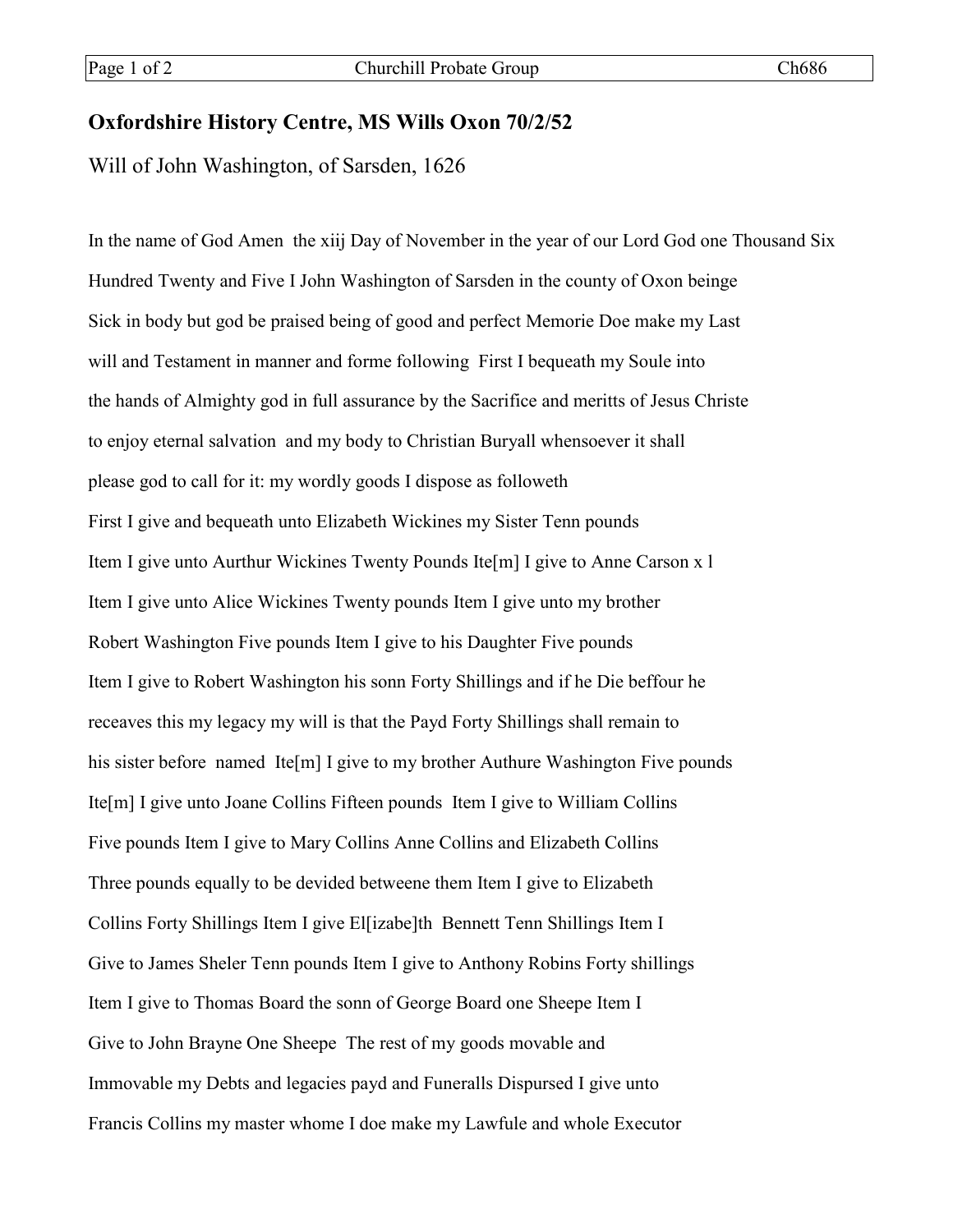## Oxfordshire History Centre, MS Wills Oxon 70/2/52

Will of John Washington, of Sarsden, 1626

In the name of God Amen the xiij Day of November in the year of our Lord God one Thousand Six Hundred Twenty and Five I John Washington of Sarsden in the county of Oxon beinge Sick in body but god be praised being of good and perfect Memorie Doe make my Last will and Testament in manner and forme following First I bequeath my Soule into the hands of Almighty god in full assurance by the Sacrifice and meritts of Jesus Christe to enjoy eternal salvation and my body to Christian Buryall whensoever it shall please god to call for it: my wordly goods I dispose as followeth

First I give and bequeath unto Elizabeth Wickines my Sister Tenn pounds Item I give unto Aurthur Wickines Twenty Pounds Ite[m] I give to Anne Carson x l Item I give unto Alice Wickines Twenty pounds Item I give unto my brother Robert Washington Five pounds Item I give to his Daughter Five pounds Item I give to Robert Washington his sonn Forty Shillings and if he Die beffour he receaves this my legacy my will is that the Payd Forty Shillings shall remain to his sister before named Ite[m] I give to my brother Authure Washington Five pounds Ite[m] I give unto Joane Collins Fifteen pounds Item I give to William Collins Five pounds Item I give to Mary Collins Anne Collins and Elizabeth Collins Three pounds equally to be devided betweene them Item I give to Elizabeth Collins Forty Shillings Item I give El[izabe]th Bennett Tenn Shillings Item I Give to James Sheler Tenn pounds Item I give to Anthony Robins Forty shillings Item I give to Thomas Board the sonn of George Board one Sheepe Item I Give to John Brayne One Sheepe The rest of my goods movable and Immovable my Debts and legacies payd and Funeralls Dispursed I give unto Francis Collins my master whome I doe make my Lawfule and whole Executor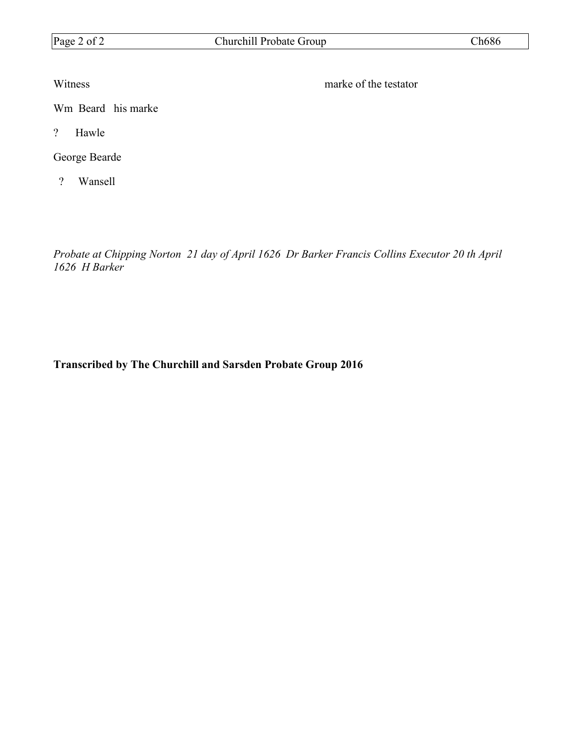Witness marke of the testator

Wm Beard his marke

? Hawle

George Bearde

? Wansell

*Probate at Chipping Norton 21 day of April 1626 Dr Barker Francis Collins Executor 20 th April 1626 H Barker*

**Transcribed by The Churchill and Sarsden Probate Group 2016**